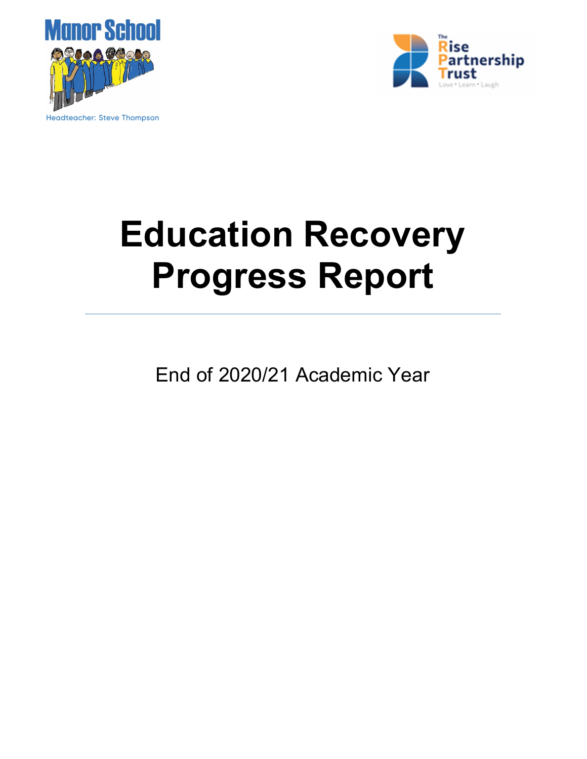Manor School

Headteacher: Steve Thompson

The Rise Partnership Trust

Love • Learn • Laugh

# Education Recovery Progress Report

End of 2020/21 Academic Year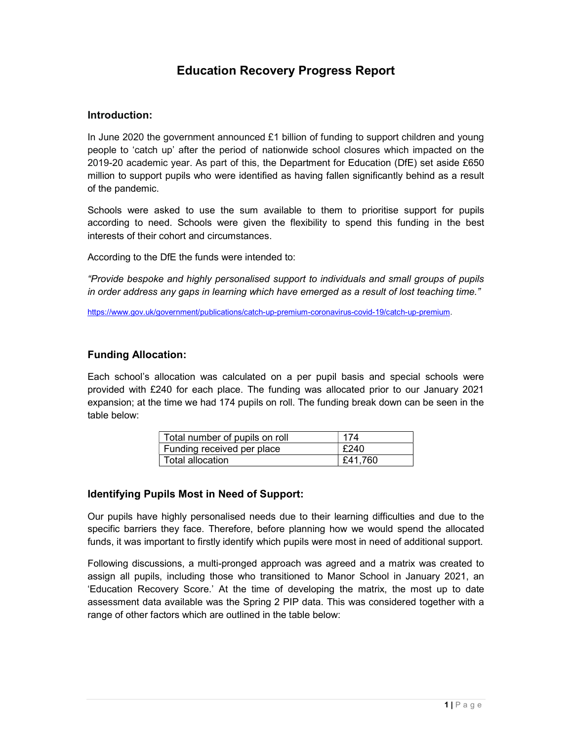# Education Recovery Progress Report

## Introduction:

In June 2020 the government announced £1 billion of funding to support children and young people to 'catch up' after the period of nationwide school closures which impacted on the 2019-20 academic year. As part of this, the Department for Education (DfE) set aside £650 million to support pupils who were identified as having fallen significantly behind as a result of the pandemic.

Schools were asked to use the sum available to them to prioritise support for pupils according to need. Schools were given the flexibility to spend this funding in the best interests of their cohort and circumstances.

According to the DfE the funds were intended to:

*"Provide bespoke and highly personalised support to individuals and small groups of pupils in order address any gaps in learning which have emerged as a result of lost teaching time."*

https://www.gov.uk/government/publications/catch-up-premium-coronavirus-covid-19/catch-up-premium.

## Funding Allocation:

Each school's allocation was calculated on a per pupil basis and special schools were provided with £240 for each place. The funding was allocated prior to our January 2021 expansion; at the time we had 174 pupils on roll. The funding break down can be seen in the table below:

| Total number of pupils on roll | 174 |
|---|---|
| Funding received per place | £240 |
| Total allocation | £41,760 |

## Identifying Pupils Most in Need of Support:

Our pupils have highly personalised needs due to their learning difficulties and due to the specific barriers they face. Therefore, before planning how we would spend the allocated funds, it was important to firstly identify which pupils were most in need of additional support.

Following discussions, a multi-pronged approach was agreed and a matrix was created to assign all pupils, including those who transitioned to Manor School in January 2021, an 'Education Recovery Score.' At the time of developing the matrix, the most up to date assessment data available was the Spring 2 PIP data. This was considered together with a range of other factors which are outlined in the table below: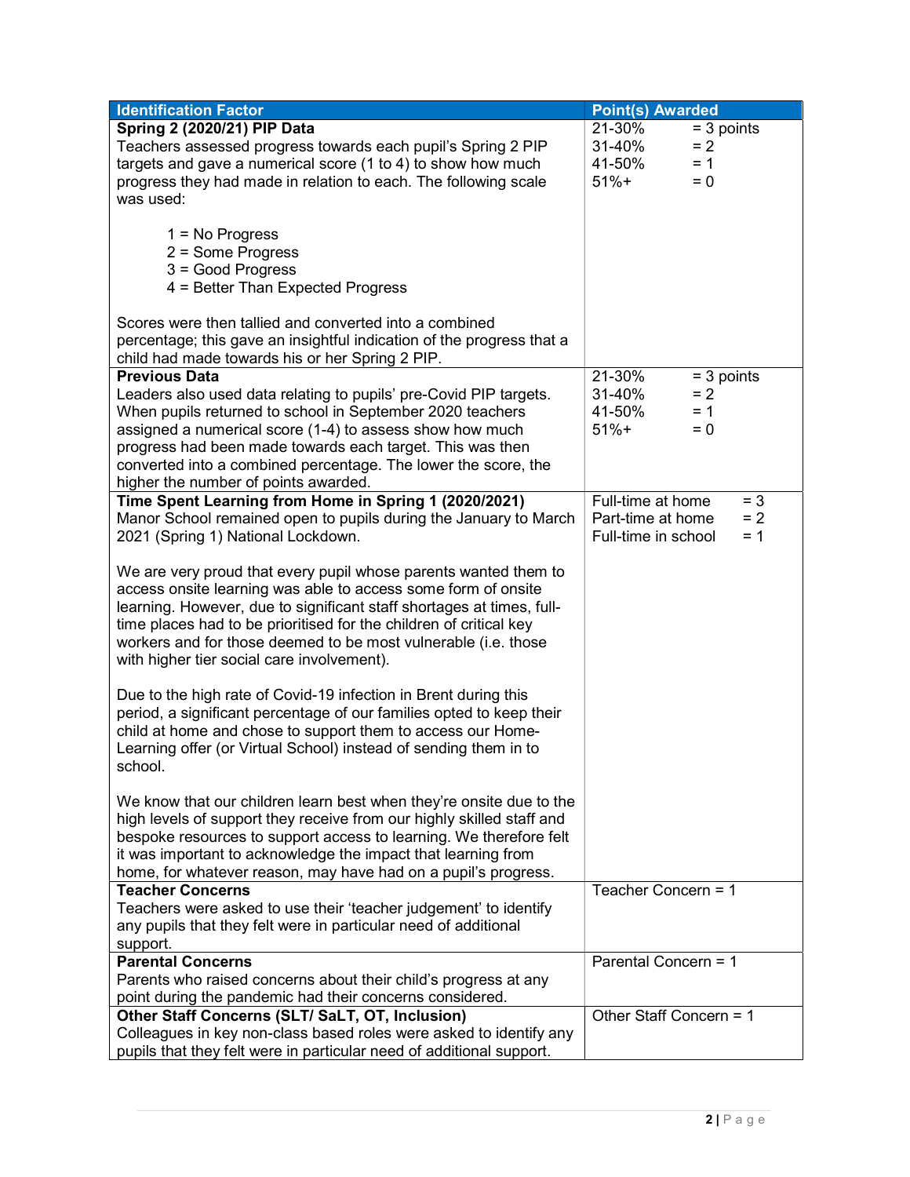| Identification Factor | Point(s) Awarded |
| --- | --- |
| **Spring 2 (2020/21) PIP Data**<br>Teachers assessed progress towards each pupil's Spring 2 PIP targets and gave a numerical score (1 to 4) to show how much progress they had made in relation to each. The following scale was used:<br><br>1 = No Progress<br>2 = Some Progress<br>3 = Good Progress<br>4 = Better Than Expected Progress<br><br>Scores were then tallied and converted into a combined percentage; this gave an insightful indication of the progress that a child had made towards his or her Spring 2 PIP. | 21-30% = 3 points<br>31-40% = 2<br>41-50% = 1<br>51%+ = 0 |
| **Previous Data**<br>Leaders also used data relating to pupils' pre-Covid PIP targets. When pupils returned to school in September 2020 teachers assigned a numerical score (1-4) to assess show how much progress had been made towards each target. This was then converted into a combined percentage. The lower the score, the higher the number of points awarded. | 21-30% = 3 points<br>31-40% = 2<br>41-50% = 1<br>51%+ = 0 |
| **Time Spent Learning from Home in Spring 1 (2020/2021)**<br>Manor School remained open to pupils during the January to March 2021 (Spring 1) National Lockdown.<br><br>We are very proud that every pupil whose parents wanted them to access onsite learning was able to access some form of onsite learning. However, due to significant staff shortages at times, full-time places had to be prioritised for the children of critical key workers and for those deemed to be most vulnerable (i.e. those with higher tier social care involvement).<br><br>Due to the high rate of Covid-19 infection in Brent during this period, a significant percentage of our families opted to keep their child at home and chose to support them to access our Home-Learning offer (or Virtual School) instead of sending them in to school.<br><br>We know that our children learn best when they're onsite due to the high levels of support they receive from our highly skilled staff and bespoke resources to support access to learning. We therefore felt it was important to acknowledge the impact that learning from home, for whatever reason, may have had on a pupil's progress. | Full-time at home = 3<br>Part-time at home = 2<br>Full-time in school = 1 |
| **Teacher Concerns**<br>Teachers were asked to use their 'teacher judgement' to identify any pupils that they felt were in particular need of additional support. | Teacher Concern = 1 |
| **Parental Concerns**<br>Parents who raised concerns about their child's progress at any point during the pandemic had their concerns considered. | Parental Concern = 1 |
| **Other Staff Concerns (SLT/ SaLT, OT, Inclusion)**<br>Colleagues in key non-class based roles were asked to identify any pupils that they felt were in particular need of additional support. | Other Staff Concern = 1 |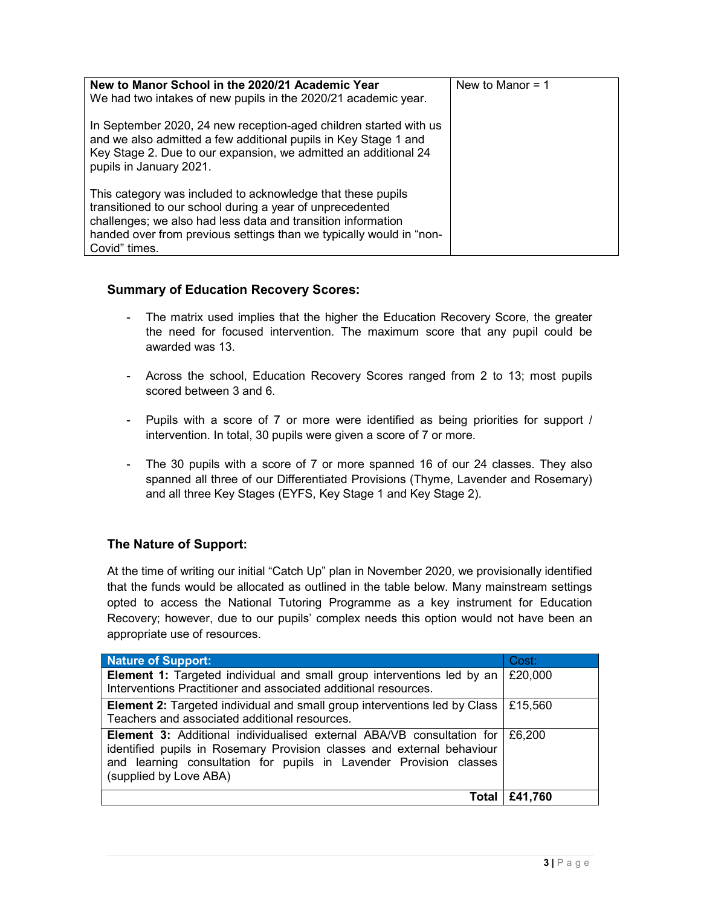| **New to Manor School in the 2020/21 Academic Year**<br>We had two intakes of new pupils in the 2020/21 academic year.<br><br>In September 2020, 24 new reception-aged children started with us and we also admitted a few additional pupils in Key Stage 1 and Key Stage 2. Due to our expansion, we admitted an additional 24 pupils in January 2021.<br><br>This category was included to acknowledge that these pupils transitioned to our school during a year of unprecedented challenges; we also had less data and transition information handed over from previous settings than we typically would in "non-Covid" times. | New to Manor = 1 |
|---|---|

### Summary of Education Recovery Scores:

- The matrix used implies that the higher the Education Recovery Score, the greater the need for focused intervention. The maximum score that any pupil could be awarded was 13.
- Across the school, Education Recovery Scores ranged from 2 to 13; most pupils scored between 3 and 6.
- Pupils with a score of 7 or more were identified as being priorities for support / intervention. In total, 30 pupils were given a score of 7 or more.
- The 30 pupils with a score of 7 or more spanned 16 of our 24 classes. They also spanned all three of our Differentiated Provisions (Thyme, Lavender and Rosemary) and all three Key Stages (EYFS, Key Stage 1 and Key Stage 2).

### The Nature of Support:

At the time of writing our initial "Catch Up" plan in November 2020, we provisionally identified that the funds would be allocated as outlined in the table below. Many mainstream settings opted to access the National Tutoring Programme as a key instrument for Education Recovery; however, due to our pupils' complex needs this option would not have been an appropriate use of resources.

| **Nature of Support:** | Cost: |
|---|---|
| **Element 1:** Targeted individual and small group interventions led by an Interventions Practitioner and associated additional resources. | £20,000 |
| **Element 2:** Targeted individual and small group interventions led by Class Teachers and associated additional resources. | £15,560 |
| **Element 3:** Additional individualised external ABA/VB consultation for identified pupils in Rosemary Provision classes and external behaviour and learning consultation for pupils in Lavender Provision classes (supplied by Love ABA) | £6,200 |
| **Total** | **£41,760** |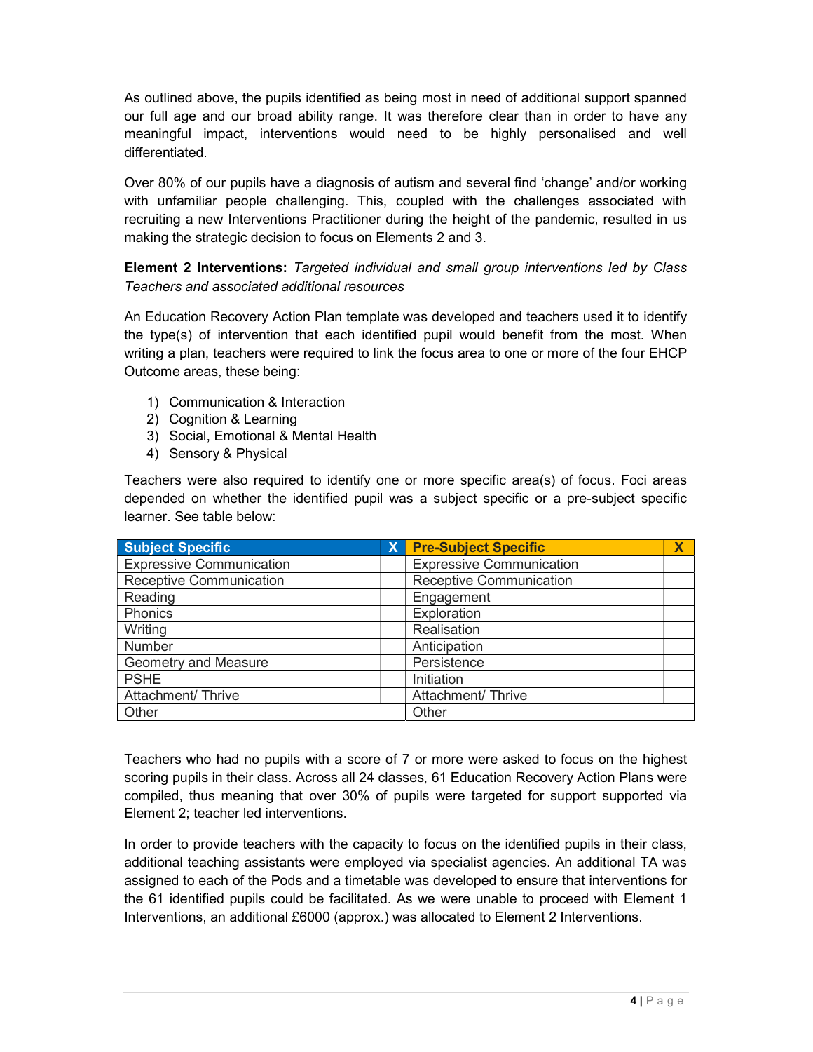As outlined above, the pupils identified as being most in need of additional support spanned our full age and our broad ability range. It was therefore clear than in order to have any meaningful impact, interventions would need to be highly personalised and well differentiated.

Over 80% of our pupils have a diagnosis of autism and several find 'change' and/or working with unfamiliar people challenging. This, coupled with the challenges associated with recruiting a new Interventions Practitioner during the height of the pandemic, resulted in us making the strategic decision to focus on Elements 2 and 3.

**Element 2 Interventions:** *Targeted individual and small group interventions led by Class Teachers and associated additional resources*

An Education Recovery Action Plan template was developed and teachers used it to identify the type(s) of intervention that each identified pupil would benefit from the most. When writing a plan, teachers were required to link the focus area to one or more of the four EHCP Outcome areas, these being:

1) Communication & Interaction
2) Cognition & Learning
3) Social, Emotional & Mental Health
4) Sensory & Physical

Teachers were also required to identify one or more specific area(s) of focus. Foci areas depended on whether the identified pupil was a subject specific or a pre-subject specific learner. See table below:

| Subject Specific | X | Pre-Subject Specific | X |
|---|---|---|---|
| Expressive Communication | | Expressive Communication | |
| Receptive Communication | | Receptive Communication | |
| Reading | | Engagement | |
| Phonics | | Exploration | |
| Writing | | Realisation | |
| Number | | Anticipation | |
| Geometry and Measure | | Persistence | |
| PSHE | | Initiation | |
| Attachment/ Thrive | | Attachment/ Thrive | |
| Other | | Other | |

Teachers who had no pupils with a score of 7 or more were asked to focus on the highest scoring pupils in their class. Across all 24 classes, 61 Education Recovery Action Plans were compiled, thus meaning that over 30% of pupils were targeted for support supported via Element 2; teacher led interventions.

In order to provide teachers with the capacity to focus on the identified pupils in their class, additional teaching assistants were employed via specialist agencies. An additional TA was assigned to each of the Pods and a timetable was developed to ensure that interventions for the 61 identified pupils could be facilitated. As we were unable to proceed with Element 1 Interventions, an additional £6000 (approx.) was allocated to Element 2 Interventions.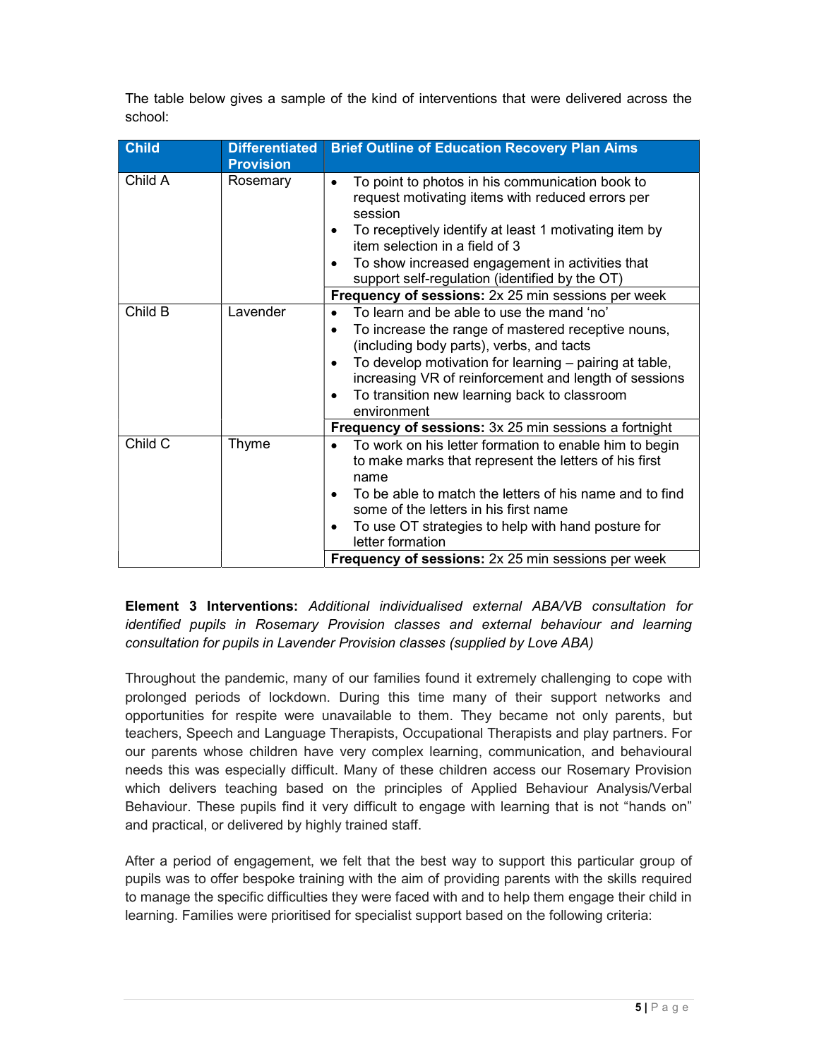The table below gives a sample of the kind of interventions that were delivered across the school:

| Child | Differentiated Provision | Brief Outline of Education Recovery Plan Aims |
|---|---|---|
| Child A | Rosemary | • To point to photos in his communication book to request motivating items with reduced errors per session<br>• To receptively identify at least 1 motivating item by item selection in a field of 3<br>• To show increased engagement in activities that support self-regulation (identified by the OT) |
| | | **Frequency of sessions:** 2x 25 min sessions per week |
| Child B | Lavender | • To learn and be able to use the mand 'no'<br>• To increase the range of mastered receptive nouns, (including body parts), verbs, and tacts<br>• To develop motivation for learning – pairing at table, increasing VR of reinforcement and length of sessions<br>• To transition new learning back to classroom environment |
| | | **Frequency of sessions:** 3x 25 min sessions a fortnight |
| Child C | Thyme | • To work on his letter formation to enable him to begin to make marks that represent the letters of his first name<br>• To be able to match the letters of his name and to find some of the letters in his first name<br>• To use OT strategies to help with hand posture for letter formation |
| | | **Frequency of sessions:** 2x 25 min sessions per week |

**Element 3 Interventions:** *Additional individualised external ABA/VB consultation for identified pupils in Rosemary Provision classes and external behaviour and learning consultation for pupils in Lavender Provision classes (supplied by Love ABA)*

Throughout the pandemic, many of our families found it extremely challenging to cope with prolonged periods of lockdown. During this time many of their support networks and opportunities for respite were unavailable to them. They became not only parents, but teachers, Speech and Language Therapists, Occupational Therapists and play partners. For our parents whose children have very complex learning, communication, and behavioural needs this was especially difficult. Many of these children access our Rosemary Provision which delivers teaching based on the principles of Applied Behaviour Analysis/Verbal Behaviour. These pupils find it very difficult to engage with learning that is not "hands on" and practical, or delivered by highly trained staff.

After a period of engagement, we felt that the best way to support this particular group of pupils was to offer bespoke training with the aim of providing parents with the skills required to manage the specific difficulties they were faced with and to help them engage their child in learning. Families were prioritised for specialist support based on the following criteria: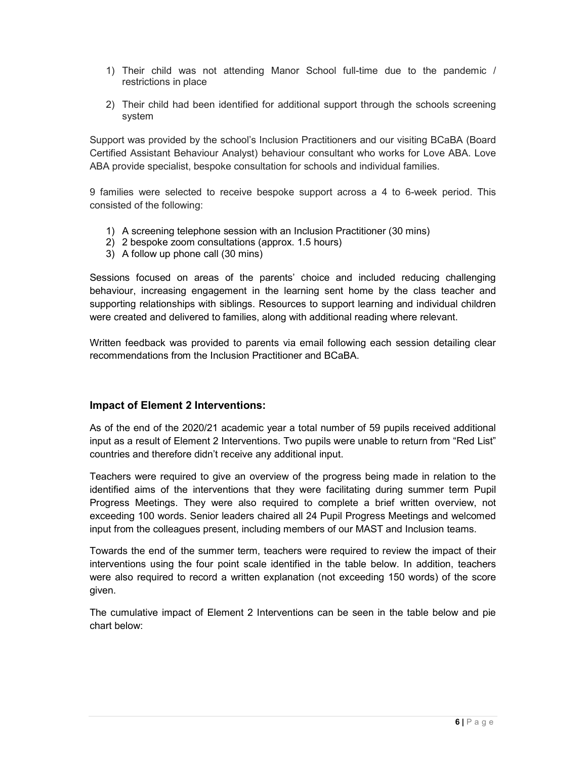1) Their child was not attending Manor School full-time due to the pandemic / restrictions in place

2) Their child had been identified for additional support through the schools screening system

Support was provided by the school's Inclusion Practitioners and our visiting BCaBA (Board Certified Assistant Behaviour Analyst) behaviour consultant who works for Love ABA. Love ABA provide specialist, bespoke consultation for schools and individual families.

9 families were selected to receive bespoke support across a 4 to 6-week period. This consisted of the following:

1) A screening telephone session with an Inclusion Practitioner (30 mins)
2) 2 bespoke zoom consultations (approx. 1.5 hours)
3) A follow up phone call (30 mins)

Sessions focused on areas of the parents' choice and included reducing challenging behaviour, increasing engagement in the learning sent home by the class teacher and supporting relationships with siblings. Resources to support learning and individual children were created and delivered to families, along with additional reading where relevant.

Written feedback was provided to parents via email following each session detailing clear recommendations from the Inclusion Practitioner and BCaBA.

### Impact of Element 2 Interventions:

As of the end of the 2020/21 academic year a total number of 59 pupils received additional input as a result of Element 2 Interventions. Two pupils were unable to return from "Red List" countries and therefore didn't receive any additional input.

Teachers were required to give an overview of the progress being made in relation to the identified aims of the interventions that they were facilitating during summer term Pupil Progress Meetings. They were also required to complete a brief written overview, not exceeding 100 words. Senior leaders chaired all 24 Pupil Progress Meetings and welcomed input from the colleagues present, including members of our MAST and Inclusion teams.

Towards the end of the summer term, teachers were required to review the impact of their interventions using the four point scale identified in the table below. In addition, teachers were also required to record a written explanation (not exceeding 150 words) of the score given.

The cumulative impact of Element 2 Interventions can be seen in the table below and pie chart below: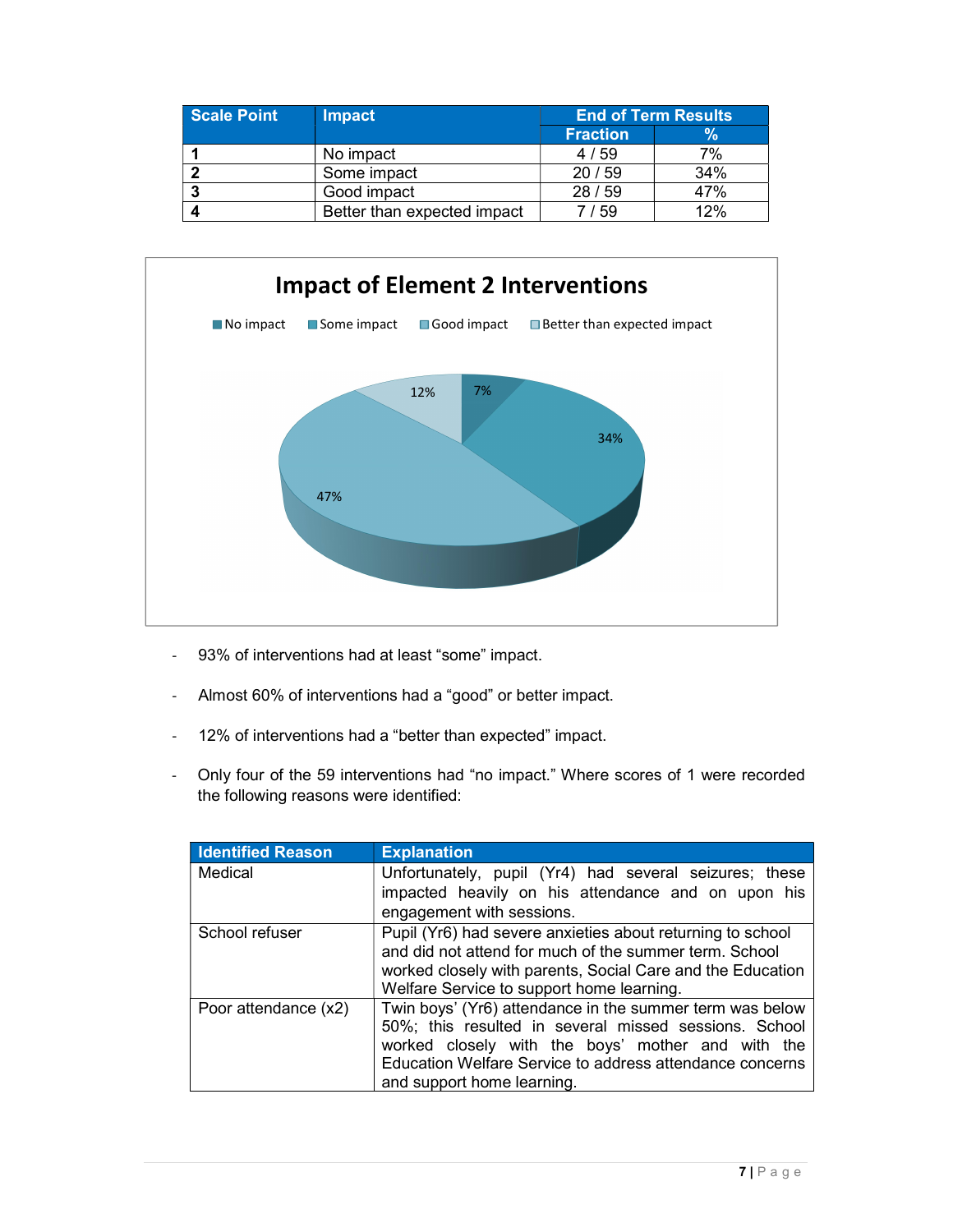| Scale Point | Impact | End of Term Results | |
|---|---|---|---|
| | | Fraction | % |
| 1 | No impact | 4 / 59 | 7% |
| 2 | Some impact | 20 / 59 | 34% |
| 3 | Good impact | 28 / 59 | 47% |
| 4 | Better than expected impact | 7 / 59 | 12% |

**Impact of Element 2 Interventions**

- No impact: 7%
- Some impact: 34%
- Good impact: 47%
- Better than expected impact: 12%

- 93% of interventions had at least "some" impact.
- Almost 60% of interventions had a "good" or better impact.
- 12% of interventions had a "better than expected" impact.
- Only four of the 59 interventions had "no impact." Where scores of 1 were recorded the following reasons were identified:

| Identified Reason | Explanation |
|---|---|
| Medical | Unfortunately, pupil (Yr4) had several seizures; these impacted heavily on his attendance and on upon his engagement with sessions. |
| School refuser | Pupil (Yr6) had severe anxieties about returning to school and did not attend for much of the summer term. School worked closely with parents, Social Care and the Education Welfare Service to support home learning. |
| Poor attendance (x2) | Twin boys' (Yr6) attendance in the summer term was below 50%; this resulted in several missed sessions. School worked closely with the boys' mother and with the Education Welfare Service to address attendance concerns and support home learning. |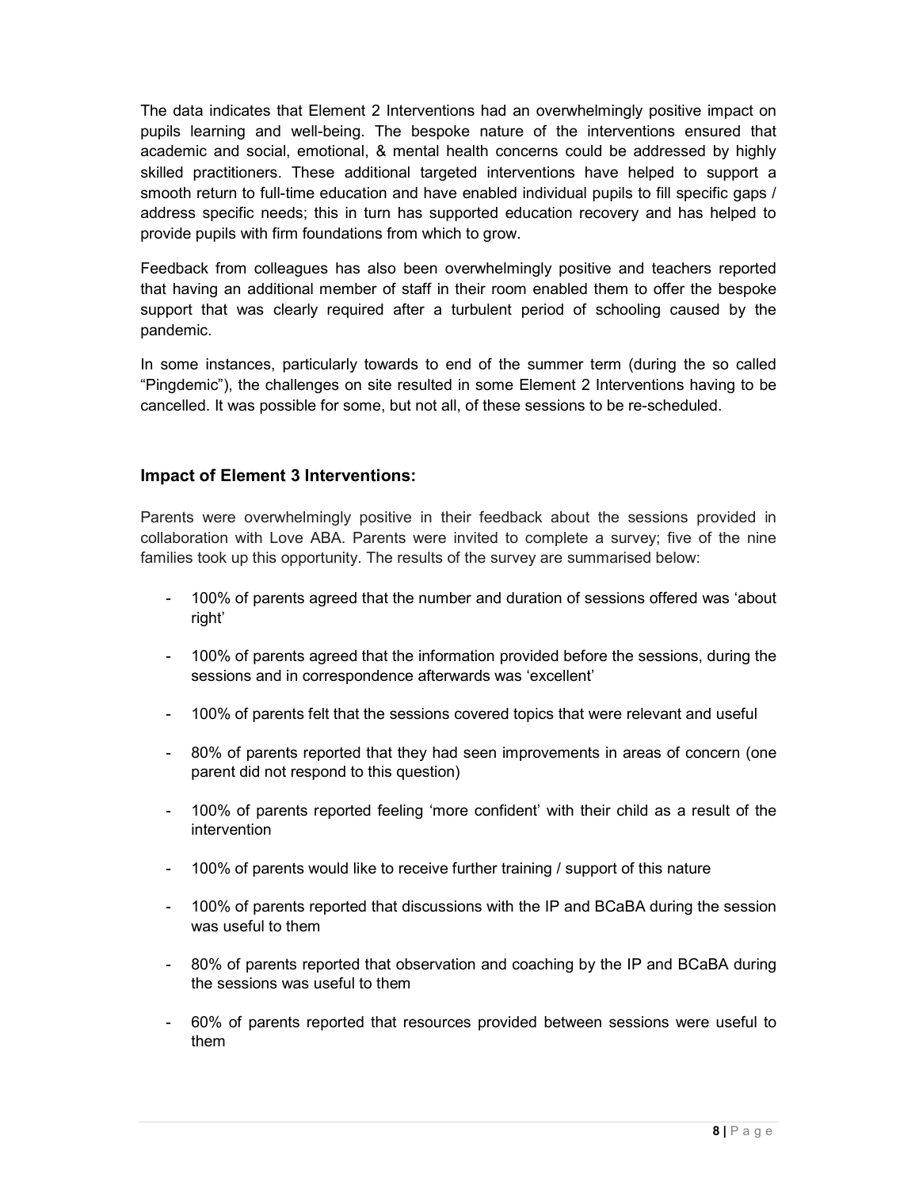The data indicates that Element 2 Interventions had an overwhelmingly positive impact on pupils learning and well-being. The bespoke nature of the interventions ensured that academic and social, emotional, & mental health concerns could be addressed by highly skilled practitioners. These additional targeted interventions have helped to support a smooth return to full-time education and have enabled individual pupils to fill specific gaps / address specific needs; this in turn has supported education recovery and has helped to provide pupils with firm foundations from which to grow.

Feedback from colleagues has also been overwhelmingly positive and teachers reported that having an additional member of staff in their room enabled them to offer the bespoke support that was clearly required after a turbulent period of schooling caused by the pandemic.

In some instances, particularly towards to end of the summer term (during the so called "Pingdemic"), the challenges on site resulted in some Element 2 Interventions having to be cancelled. It was possible for some, but not all, of these sessions to be re-scheduled.

### Impact of Element 3 Interventions:

Parents were overwhelmingly positive in their feedback about the sessions provided in collaboration with Love ABA. Parents were invited to complete a survey; five of the nine families took up this opportunity. The results of the survey are summarised below:

- 100% of parents agreed that the number and duration of sessions offered was 'about right'
- 100% of parents agreed that the information provided before the sessions, during the sessions and in correspondence afterwards was 'excellent'
- 100% of parents felt that the sessions covered topics that were relevant and useful
- 80% of parents reported that they had seen improvements in areas of concern (one parent did not respond to this question)
- 100% of parents reported feeling 'more confident' with their child as a result of the intervention
- 100% of parents would like to receive further training / support of this nature
- 100% of parents reported that discussions with the IP and BCaBA during the session was useful to them
- 80% of parents reported that observation and coaching by the IP and BCaBA during the sessions was useful to them
- 60% of parents reported that resources provided between sessions were useful to them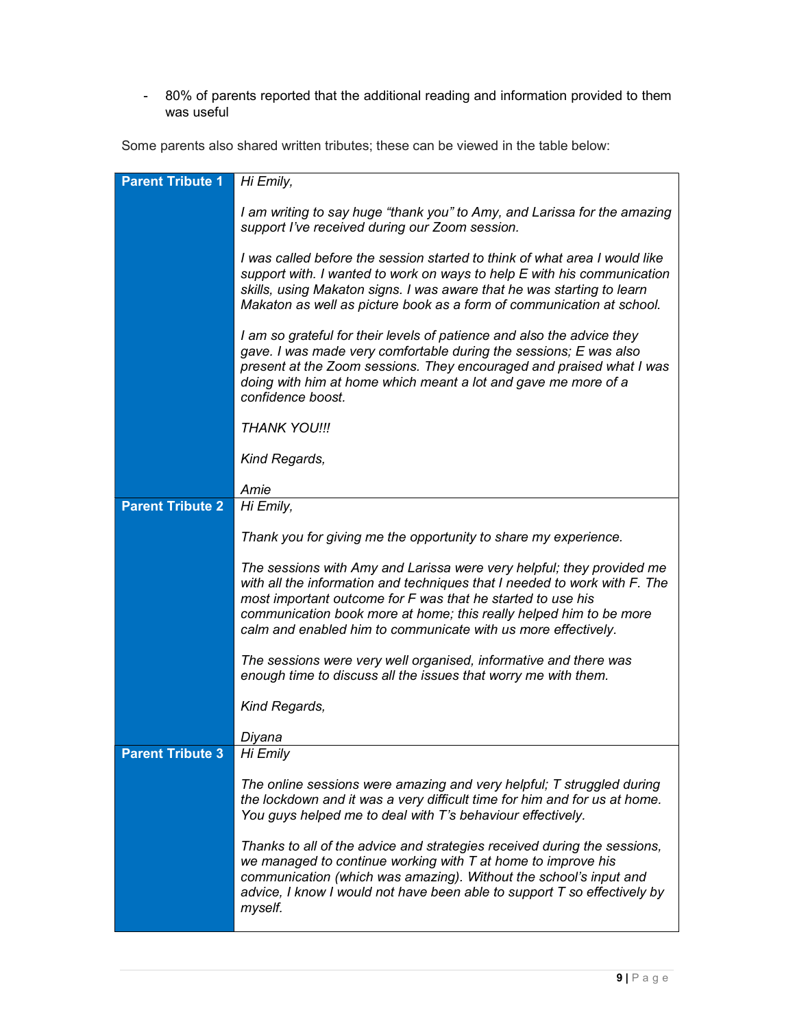- 80% of parents reported that the additional reading and information provided to them was useful

Some parents also shared written tributes; these can be viewed in the table below:

| | |
|---|---|
| **Parent Tribute 1** | *Hi Emily,*<br><br>*I am writing to say huge "thank you" to Amy, and Larissa for the amazing support I've received during our Zoom session.*<br><br>*I was called before the session started to think of what area I would like support with. I wanted to work on ways to help E with his communication skills, using Makaton signs. I was aware that he was starting to learn Makaton as well as picture book as a form of communication at school.*<br><br>*I am so grateful for their levels of patience and also the advice they gave. I was made very comfortable during the sessions; E was also present at the Zoom sessions. They encouraged and praised what I was doing with him at home which meant a lot and gave me more of a confidence boost.*<br><br>*THANK YOU!!!*<br><br>*Kind Regards,*<br><br>*Amie* |
| **Parent Tribute 2** | *Hi Emily,*<br><br>*Thank you for giving me the opportunity to share my experience.*<br><br>*The sessions with Amy and Larissa were very helpful; they provided me with all the information and techniques that I needed to work with F. The most important outcome for F was that he started to use his communication book more at home; this really helped him to be more calm and enabled him to communicate with us more effectively.*<br><br>*The sessions were very well organised, informative and there was enough time to discuss all the issues that worry me with them.*<br><br>*Kind Regards,*<br><br>*Diyana* |
| **Parent Tribute 3** | *Hi Emily*<br><br>*The online sessions were amazing and very helpful; T struggled during the lockdown and it was a very difficult time for him and for us at home. You guys helped me to deal with T's behaviour effectively.*<br><br>*Thanks to all of the advice and strategies received during the sessions, we managed to continue working with T at home to improve his communication (which was amazing). Without the school's input and advice, I know I would not have been able to support T so effectively by myself.* |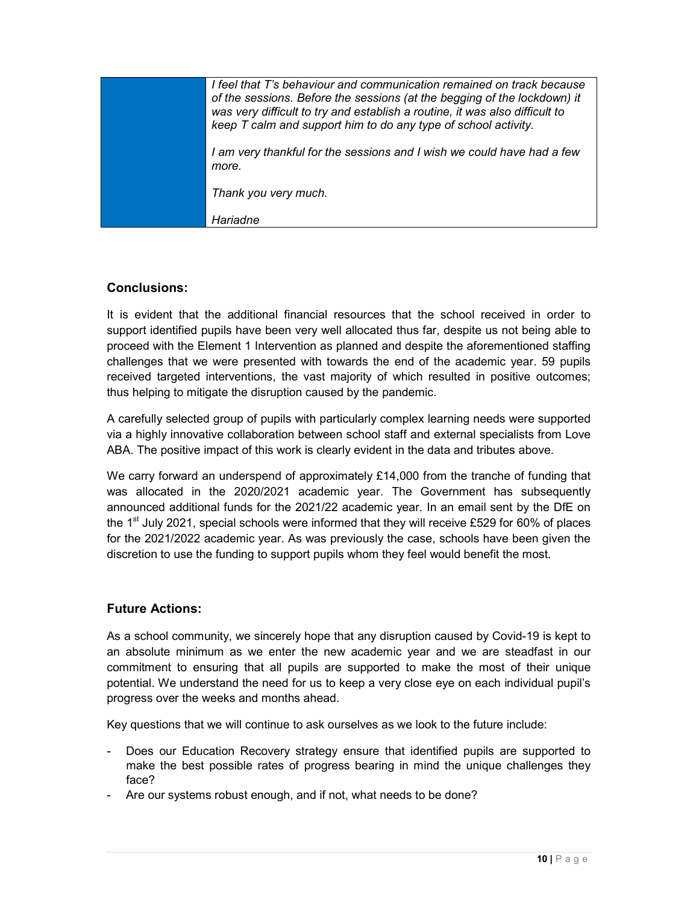| | *I feel that T's behaviour and communication remained on track because of the sessions. Before the sessions (at the begging of the lockdown) it was very difficult to try and establish a routine, it was also difficult to keep T calm and support him to do any type of school activity.*<br><br>*I am very thankful for the sessions and I wish we could have had a few more.*<br><br>*Thank you very much.*<br><br>*Hariadne* |
|---|---|

## Conclusions:

It is evident that the additional financial resources that the school received in order to support identified pupils have been very well allocated thus far, despite us not being able to proceed with the Element 1 Intervention as planned and despite the aforementioned staffing challenges that we were presented with towards the end of the academic year. 59 pupils received targeted interventions, the vast majority of which resulted in positive outcomes; thus helping to mitigate the disruption caused by the pandemic.

A carefully selected group of pupils with particularly complex learning needs were supported via a highly innovative collaboration between school staff and external specialists from Love ABA. The positive impact of this work is clearly evident in the data and tributes above.

We carry forward an underspend of approximately £14,000 from the tranche of funding that was allocated in the 2020/2021 academic year. The Government has subsequently announced additional funds for the 2021/22 academic year. In an email sent by the DfE on the 1st July 2021, special schools were informed that they will receive £529 for 60% of places for the 2021/2022 academic year. As was previously the case, schools have been given the discretion to use the funding to support pupils whom they feel would benefit the most.

## Future Actions:

As a school community, we sincerely hope that any disruption caused by Covid-19 is kept to an absolute minimum as we enter the new academic year and we are steadfast in our commitment to ensuring that all pupils are supported to make the most of their unique potential. We understand the need for us to keep a very close eye on each individual pupil's progress over the weeks and months ahead.

Key questions that we will continue to ask ourselves as we look to the future include:

- Does our Education Recovery strategy ensure that identified pupils are supported to make the best possible rates of progress bearing in mind the unique challenges they face?
- Are our systems robust enough, and if not, what needs to be done?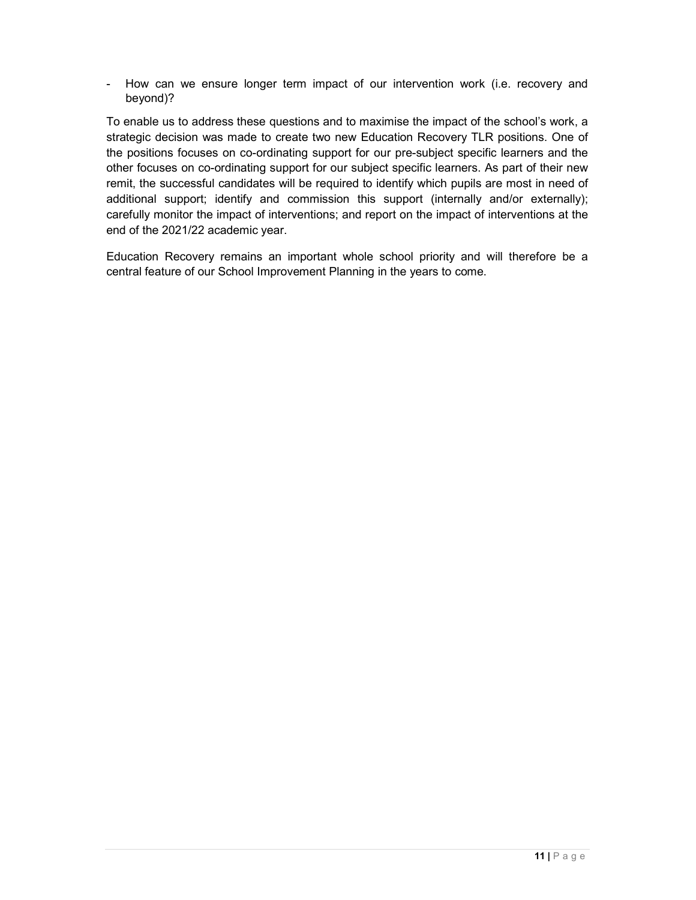- How can we ensure longer term impact of our intervention work (i.e. recovery and beyond)?

To enable us to address these questions and to maximise the impact of the school's work, a strategic decision was made to create two new Education Recovery TLR positions. One of the positions focuses on co-ordinating support for our pre-subject specific learners and the other focuses on co-ordinating support for our subject specific learners. As part of their new remit, the successful candidates will be required to identify which pupils are most in need of additional support; identify and commission this support (internally and/or externally); carefully monitor the impact of interventions; and report on the impact of interventions at the end of the 2021/22 academic year.

Education Recovery remains an important whole school priority and will therefore be a central feature of our School Improvement Planning in the years to come.